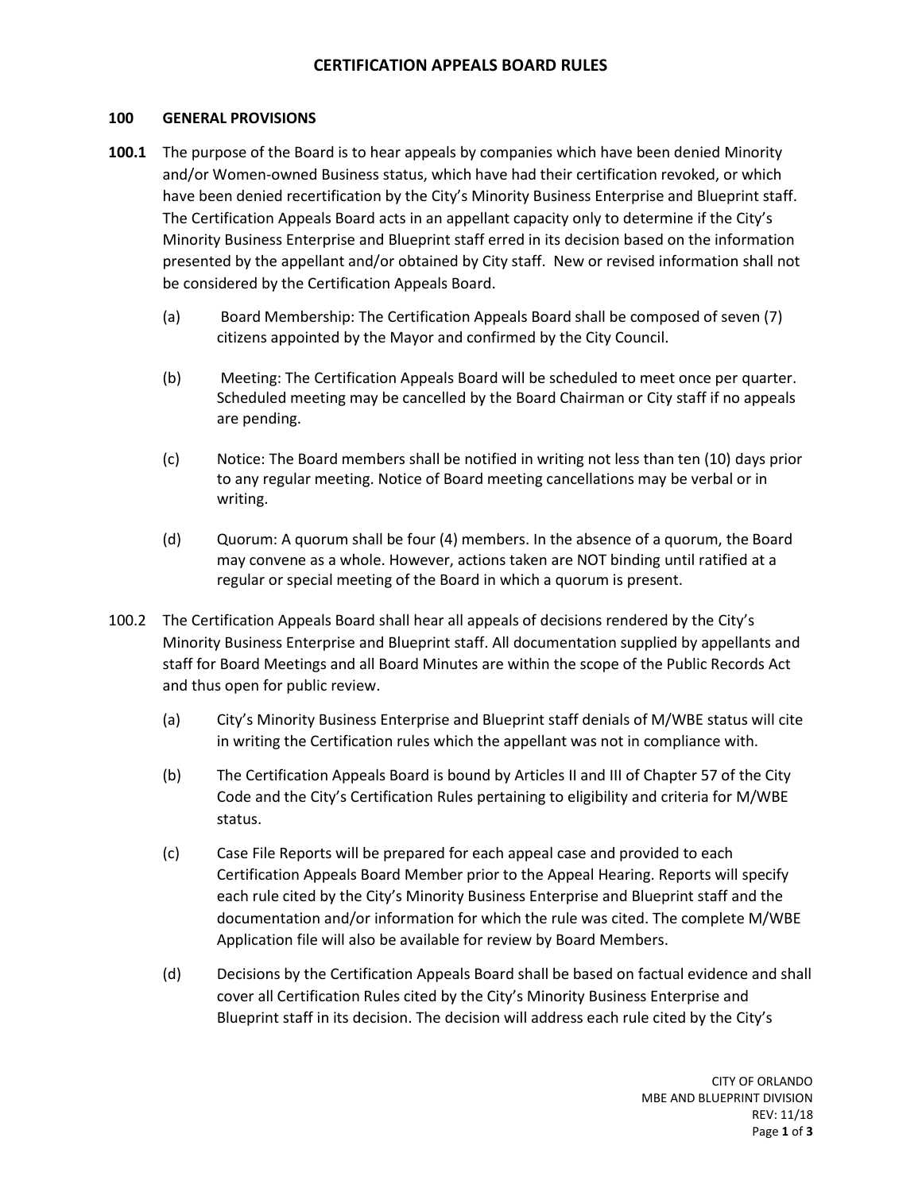# CERTIFICATION APPEALS BOARD RULES

## 100 GENERAL PROVISIONS

**100.1** The purpose of the Board is to hear appeals by companies which have been denied Minority and/or Women-owned Business status, which have had their certification revoked, or which have been denied recertification by the City's Minority Business Enterprise and Blueprint staff. The Certification Appeals Board acts in an appellant capacity only to determine if the City's Minority Business Enterprise and Blueprint staff erred in its decision based on the information presented by the appellant and/or obtained by City staff. New or revised information shall not be considered by the Certification Appeals Board.

(a) Board Membership: The Certification Appeals Board shall be composed of seven (7) citizens appointed by the Mayor and confirmed by the City Council.

(b) Meeting: The Certification Appeals Board will be scheduled to meet once per quarter. Scheduled meeting may be cancelled by the Board Chairman or City staff if no appeals are pending.

(c) Notice: The Board members shall be notified in writing not less than ten (10) days prior to any regular meeting. Notice of Board meeting cancellations may be verbal or in writing.

(d) Quorum: A quorum shall be four (4) members. In the absence of a quorum, the Board may convene as a whole. However, actions taken are NOT binding until ratified at a regular or special meeting of the Board in which a quorum is present.

100.2 The Certification Appeals Board shall hear all appeals of decisions rendered by the City's Minority Business Enterprise and Blueprint staff. All documentation supplied by appellants and staff for Board Meetings and all Board Minutes are within the scope of the Public Records Act and thus open for public review.

(a) City's Minority Business Enterprise and Blueprint staff denials of M/WBE status will cite in writing the Certification rules which the appellant was not in compliance with.

(b) The Certification Appeals Board is bound by Articles II and III of Chapter 57 of the City Code and the City's Certification Rules pertaining to eligibility and criteria for M/WBE status.

(c) Case File Reports will be prepared for each appeal case and provided to each Certification Appeals Board Member prior to the Appeal Hearing. Reports will specify each rule cited by the City's Minority Business Enterprise and Blueprint staff and the documentation and/or information for which the rule was cited. The complete M/WBE Application file will also be available for review by Board Members.

(d) Decisions by the Certification Appeals Board shall be based on factual evidence and shall cover all Certification Rules cited by the City's Minority Business Enterprise and Blueprint staff in its decision. The decision will address each rule cited by the City's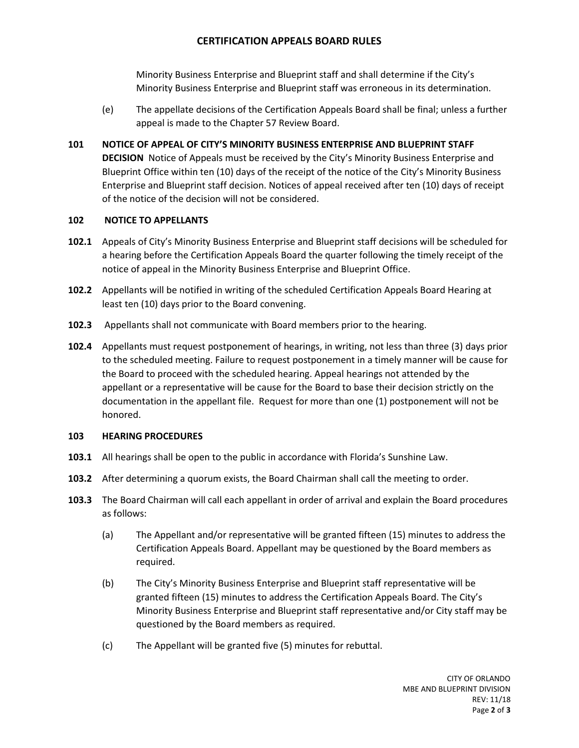Minority Business Enterprise and Blueprint staff and shall determine if the City's Minority Business Enterprise and Blueprint staff was erroneous in its determination.

(e) The appellate decisions of the Certification Appeals Board shall be final; unless a further appeal is made to the Chapter 57 Review Board.

**101 NOTICE OF APPEAL OF CITY'S MINORITY BUSINESS ENTERPRISE AND BLUEPRINT STAFF DECISION** Notice of Appeals must be received by the City's Minority Business Enterprise and Blueprint Office within ten (10) days of the receipt of the notice of the City's Minority Business Enterprise and Blueprint staff decision. Notices of appeal received after ten (10) days of receipt of the notice of the decision will not be considered.

**102 NOTICE TO APPELLANTS**

**102.1** Appeals of City's Minority Business Enterprise and Blueprint staff decisions will be scheduled for a hearing before the Certification Appeals Board the quarter following the timely receipt of the notice of appeal in the Minority Business Enterprise and Blueprint Office.

**102.2** Appellants will be notified in writing of the scheduled Certification Appeals Board Hearing at least ten (10) days prior to the Board convening.

**102.3** Appellants shall not communicate with Board members prior to the hearing.

**102.4** Appellants must request postponement of hearings, in writing, not less than three (3) days prior to the scheduled meeting. Failure to request postponement in a timely manner will be cause for the Board to proceed with the scheduled hearing. Appeal hearings not attended by the appellant or a representative will be cause for the Board to base their decision strictly on the documentation in the appellant file. Request for more than one (1) postponement will not be honored.

**103 HEARING PROCEDURES**

**103.1** All hearings shall be open to the public in accordance with Florida's Sunshine Law.

**103.2** After determining a quorum exists, the Board Chairman shall call the meeting to order.

**103.3** The Board Chairman will call each appellant in order of arrival and explain the Board procedures as follows:

(a) The Appellant and/or representative will be granted fifteen (15) minutes to address the Certification Appeals Board. Appellant may be questioned by the Board members as required.

(b) The City's Minority Business Enterprise and Blueprint staff representative will be granted fifteen (15) minutes to address the Certification Appeals Board. The City's Minority Business Enterprise and Blueprint staff representative and/or City staff may be questioned by the Board members as required.

(c) The Appellant will be granted five (5) minutes for rebuttal.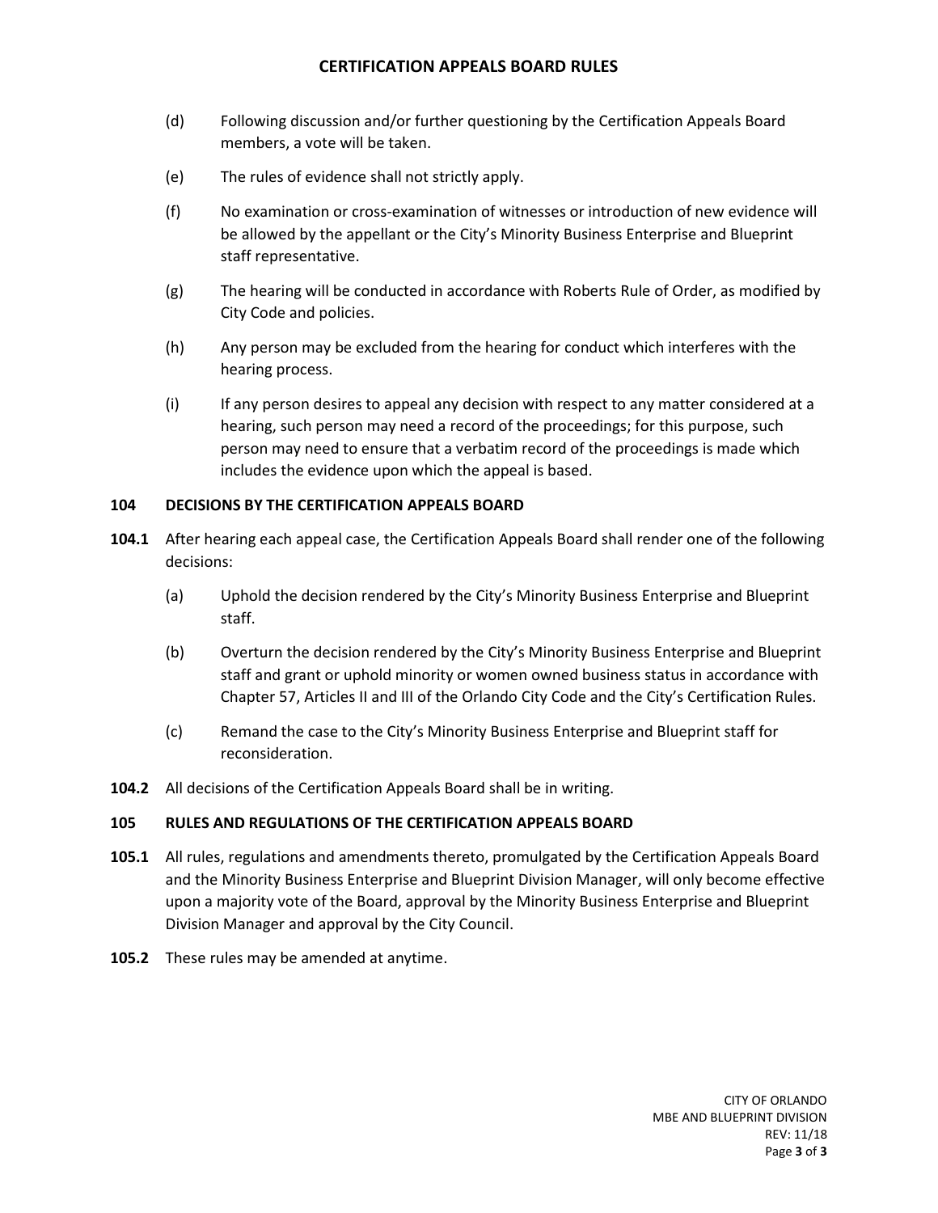(d) Following discussion and/or further questioning by the Certification Appeals Board members, a vote will be taken.

(e) The rules of evidence shall not strictly apply.

(f) No examination or cross-examination of witnesses or introduction of new evidence will be allowed by the appellant or the City's Minority Business Enterprise and Blueprint staff representative.

(g) The hearing will be conducted in accordance with Roberts Rule of Order, as modified by City Code and policies.

(h) Any person may be excluded from the hearing for conduct which interferes with the hearing process.

(i) If any person desires to appeal any decision with respect to any matter considered at a hearing, such person may need a record of the proceedings; for this purpose, such person may need to ensure that a verbatim record of the proceedings is made which includes the evidence upon which the appeal is based.

## 104 DECISIONS BY THE CERTIFICATION APPEALS BOARD

**104.1** After hearing each appeal case, the Certification Appeals Board shall render one of the following decisions:

(a) Uphold the decision rendered by the City's Minority Business Enterprise and Blueprint staff.

(b) Overturn the decision rendered by the City's Minority Business Enterprise and Blueprint staff and grant or uphold minority or women owned business status in accordance with Chapter 57, Articles II and III of the Orlando City Code and the City's Certification Rules.

(c) Remand the case to the City's Minority Business Enterprise and Blueprint staff for reconsideration.

**104.2** All decisions of the Certification Appeals Board shall be in writing.

## 105 RULES AND REGULATIONS OF THE CERTIFICATION APPEALS BOARD

**105.1** All rules, regulations and amendments thereto, promulgated by the Certification Appeals Board and the Minority Business Enterprise and Blueprint Division Manager, will only become effective upon a majority vote of the Board, approval by the Minority Business Enterprise and Blueprint Division Manager and approval by the City Council.

**105.2** These rules may be amended at anytime.